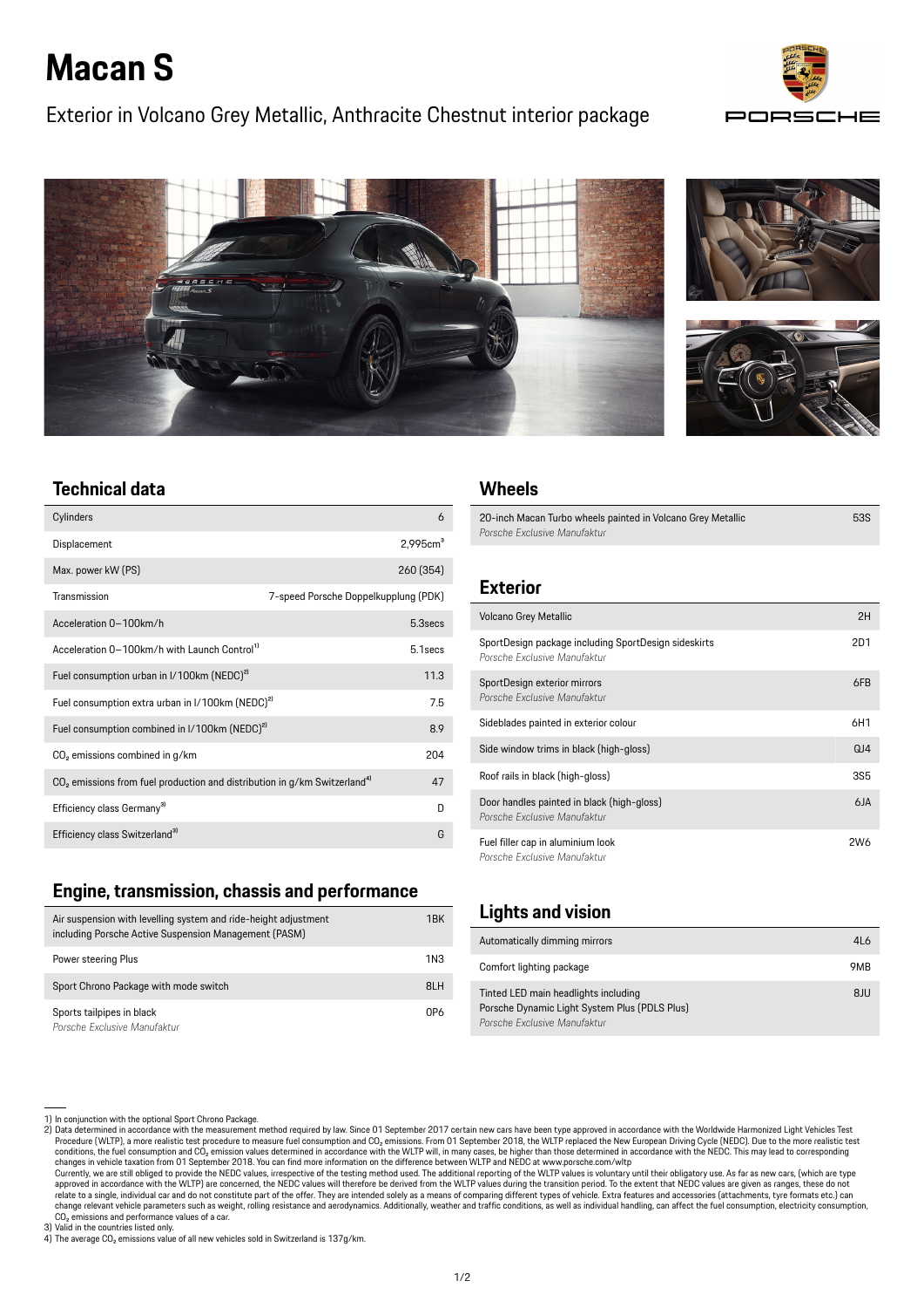# Macan S

Exterior in Volcano Grey Metallic, Anthracite Chestnut interior package

## Technical data

| | |
|---|---|
| Cylinders | 6 |
| Displacement | 2,995cm³ |
| Max. power kW (PS) | 260 (354) |
| Transmission | 7-speed Porsche Doppelkupplung (PDK) |
| Acceleration 0–100km/h | 5.3secs |
| Acceleration 0–100km/h with Launch Control[1] | 5.1secs |
| Fuel consumption urban in l/100km (NEDC)[2] | 11.3 |
| Fuel consumption extra urban in l/100km (NEDC)[2] | 7.5 |
| Fuel consumption combined in l/100km (NEDC)[2] | 8.9 |
| $CO_2$ emissions combined in g/km | 204 |
| $CO_2$ emissions from fuel production and distribution in g/km Switzerland[4] | 47 |
| Efficiency class Germany[3] | D |
| Efficiency class Switzerland[3] | G |

## Engine, transmission, chassis and performance

| | |
|---|---|
| Air suspension with levelling system and ride-height adjustment including Porsche Active Suspension Management (PASM) | 1BK |
| Power steering Plus | 1N3 |
| Sport Chrono Package with mode switch | 8LH |
| Sports tailpipes in black<br>*Porsche Exclusive Manufaktur* | 0P6 |

## Wheels

| | |
|---|---|
| 20-inch Macan Turbo wheels painted in Volcano Grey Metallic<br>*Porsche Exclusive Manufaktur* | 53S |

## Exterior

| | |
|---|---|
| Volcano Grey Metallic | 2H |
| SportDesign package including SportDesign sideskirts<br>*Porsche Exclusive Manufaktur* | 2D1 |
| SportDesign exterior mirrors<br>*Porsche Exclusive Manufaktur* | 6FB |
| Sideblades painted in exterior colour | 6H1 |
| Side window trims in black (high-gloss) | QJ4 |
| Roof rails in black (high-gloss) | 3S5 |
| Door handles painted in black (high-gloss)<br>*Porsche Exclusive Manufaktur* | 6JA |
| Fuel filler cap in aluminium look<br>*Porsche Exclusive Manufaktur* | 2W6 |

## Lights and vision

| | |
|---|---|
| Automatically dimming mirrors | 4L6 |
| Comfort lighting package | 9MB |
| Tinted LED main headlights including Porsche Dynamic Light System Plus (PDLS Plus)<br>*Porsche Exclusive Manufaktur* | 8JU |

1) In conjunction with the optional Sport Chrono Package.
2) Data determined in accordance with the measurement method required by law. Since 01 September 2017 certain new cars have been type approved in accordance with the Worldwide Harmonized Light Vehicles Test Procedure (WLTP), a more realistic test procedure to measure fuel consumption and $CO_2$ emissions. From 01 September 2018, the WLTP replaced the New European Driving Cycle (NEDC). Due to the more realistic test conditions, the fuel consumption and $CO_2$ emission values determined in accordance with the WLTP will, in many cases, be higher than those determined in accordance with the NEDC. This may lead to corresponding changes in vehicle taxation from 01 September 2018. You can find more information on the difference between WLTP and NEDC at www.porsche.com/wltp
Currently, we are still obliged to provide the NEDC values, irrespective of the testing method used. The additional reporting of the WLTP values is voluntary until their obligatory use. As far as new cars, (which are type approved in accordance with the WLTP) are concerned, the NEDC values will therefore be derived from the WLTP values during the transition period. To the extent that NEDC values are given as ranges, these do not relate to a single, individual car and do not constitute part of the offer. They are intended solely as a means of comparing different types of vehicle. Extra features and accessories (attachments, tyre formats etc.) can change relevant vehicle parameters such as weight, rolling resistance and aerodynamics. Additionally, weather and traffic conditions, as well as individual handling, can affect the fuel consumption, electricity consumption, $CO_2$ emissions and performance values of a car.
3) Valid in the countries listed only.
4) The average $CO_2$ emissions value of all new vehicles sold in Switzerland is 137g/km.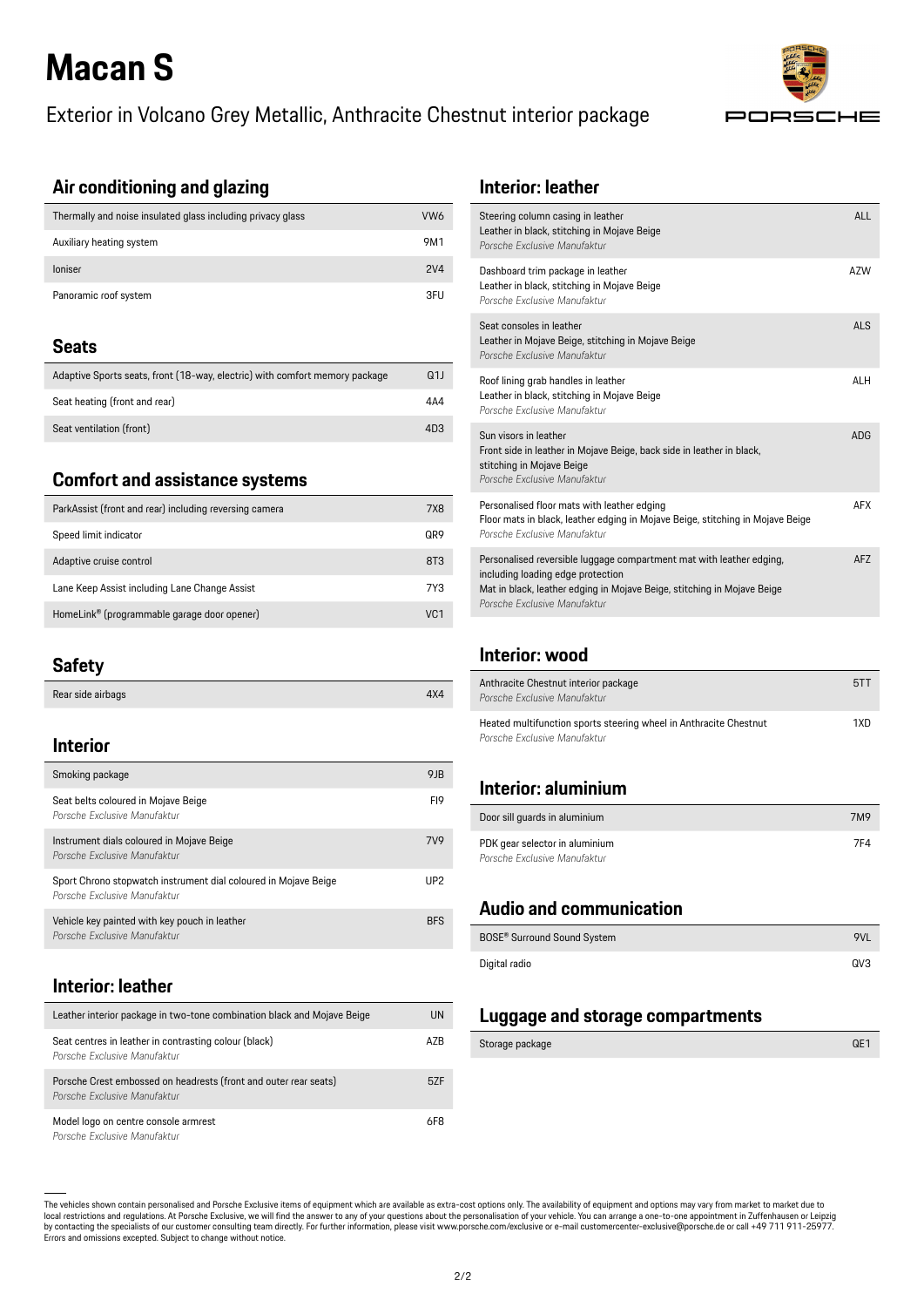# Macan S

Exterior in Volcano Grey Metallic, Anthracite Chestnut interior package

## Air conditioning and glazing

| | |
|---|---|
| Thermally and noise insulated glass including privacy glass | VW6 |
| Auxiliary heating system | 9M1 |
| Ioniser | 2V4 |
| Panoramic roof system | 3FU |

## Seats

| | |
|---|---|
| Adaptive Sports seats, front (18-way, electric) with comfort memory package | Q1J |
| Seat heating (front and rear) | 4A4 |
| Seat ventilation (front) | 4D3 |

## Comfort and assistance systems

| | |
|---|---|
| ParkAssist (front and rear) including reversing camera | 7X8 |
| Speed limit indicator | QR9 |
| Adaptive cruise control | 8T3 |
| Lane Keep Assist including Lane Change Assist | 7Y3 |
| HomeLink® (programmable garage door opener) | VC1 |

## Safety

| | |
|---|---|
| Rear side airbags | 4X4 |

## Interior

| | |
|---|---|
| Smoking package | 9JB |
| Seat belts coloured in Mojave Beige<br>*Porsche Exclusive Manufaktur* | FI9 |
| Instrument dials coloured in Mojave Beige<br>*Porsche Exclusive Manufaktur* | 7V9 |
| Sport Chrono stopwatch instrument dial coloured in Mojave Beige<br>*Porsche Exclusive Manufaktur* | UP2 |
| Vehicle key painted with key pouch in leather<br>*Porsche Exclusive Manufaktur* | BFS |

## Interior: leather

| | |
|---|---|
| Leather interior package in two-tone combination black and Mojave Beige | UN |
| Seat centres in leather in contrasting colour (black)<br>*Porsche Exclusive Manufaktur* | AZB |
| Porsche Crest embossed on headrests (front and outer rear seats)<br>*Porsche Exclusive Manufaktur* | 5ZF |
| Model logo on centre console armrest<br>*Porsche Exclusive Manufaktur* | 6F8 |

## Interior: leather

| | |
|---|---|
| Steering column casing in leather<br>Leather in black, stitching in Mojave Beige<br>*Porsche Exclusive Manufaktur* | ALL |
| Dashboard trim package in leather<br>Leather in black, stitching in Mojave Beige<br>*Porsche Exclusive Manufaktur* | AZW |
| Seat consoles in leather<br>Leather in Mojave Beige, stitching in Mojave Beige<br>*Porsche Exclusive Manufaktur* | ALS |
| Roof lining grab handles in leather<br>Leather in black, stitching in Mojave Beige<br>*Porsche Exclusive Manufaktur* | ALH |
| Sun visors in leather<br>Front side in leather in Mojave Beige, back side in leather in black, stitching in Mojave Beige<br>*Porsche Exclusive Manufaktur* | ADG |
| Personalised floor mats with leather edging<br>Floor mats in black, leather edging in Mojave Beige, stitching in Mojave Beige<br>*Porsche Exclusive Manufaktur* | AFX |
| Personalised reversible luggage compartment mat with leather edging, including loading edge protection<br>Mat in black, leather edging in Mojave Beige, stitching in Mojave Beige<br>*Porsche Exclusive Manufaktur* | AFZ |

## Interior: wood

| | |
|---|---|
| Anthracite Chestnut interior package<br>*Porsche Exclusive Manufaktur* | 5TT |
| Heated multifunction sports steering wheel in Anthracite Chestnut<br>*Porsche Exclusive Manufaktur* | 1XD |

## Interior: aluminium

| | |
|---|---|
| Door sill guards in aluminium | 7M9 |
| PDK gear selector in aluminium<br>*Porsche Exclusive Manufaktur* | 7F4 |

## Audio and communication

| | |
|---|---|
| BOSE® Surround Sound System | 9VL |
| Digital radio | QV3 |

## Luggage and storage compartments

| | |
|---|---|
| Storage package | QE1 |

The vehicles shown contain personalised and Porsche Exclusive items of equipment which are available as extra-cost options only. The availability of equipment and options may vary from market to market due to local restrictions and regulations. At Porsche Exclusive, we will find the answer to any of your questions about the personalisation of your vehicle. You can arrange a one-to-one appointment in Zuffenhausen or Leipzig by contacting the specialists of our customer consulting team directly. For further information, please visit www.porsche.com/exclusive or e-mail customercenter-exclusive@porsche.de or call +49 711 911-25977. Errors and omissions excepted. Subject to change without notice.